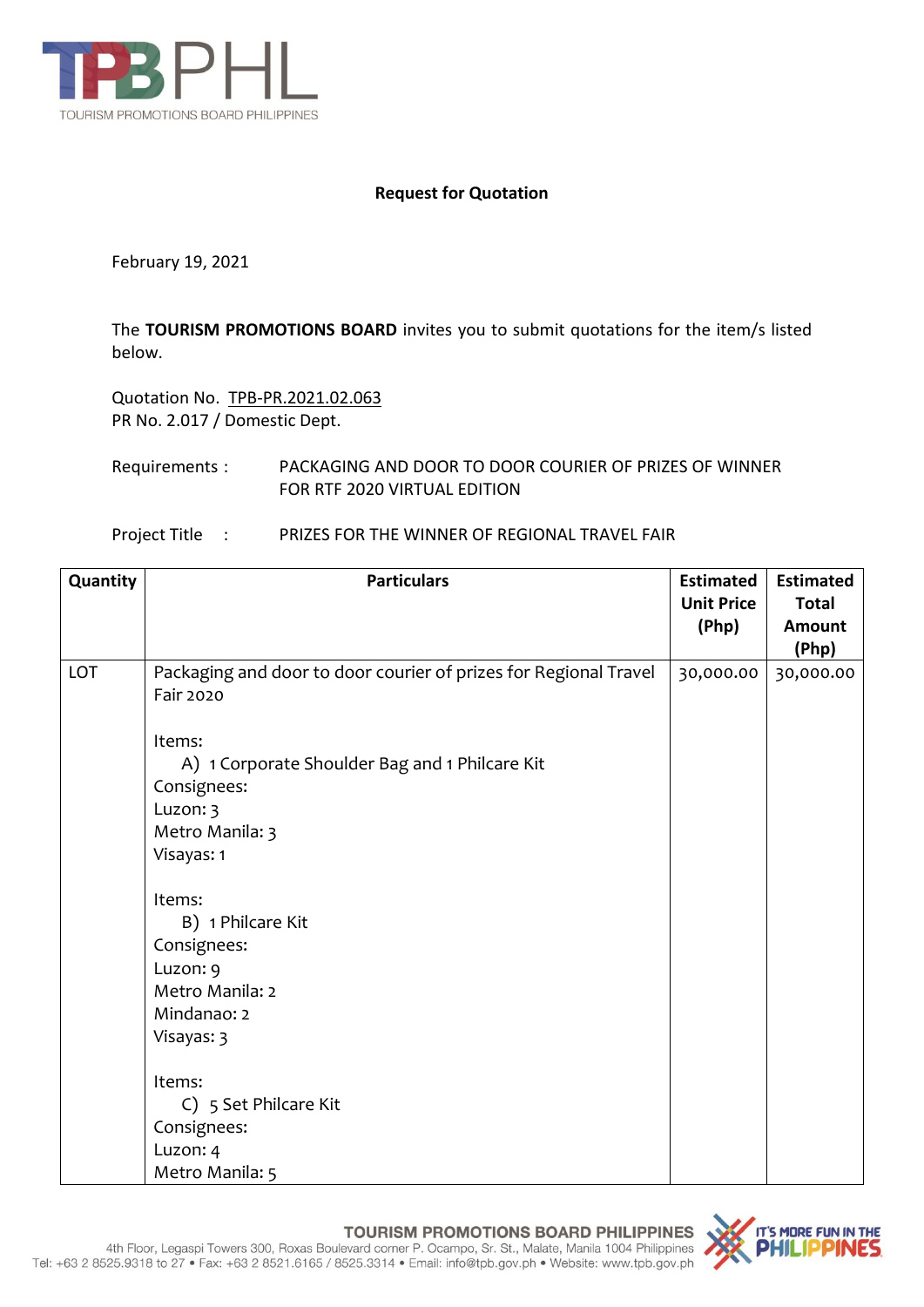TPBPHL

TOURISM PROMOTIONS BOARD PHILIPPINES

## Request for Quotation

February 19, 2021

The **TOURISM PROMOTIONS BOARD** invites you to submit quotations for the item/s listed below.

Quotation No. TPB-PR.2021.02.063
PR No. 2.017 / Domestic Dept.

Requirements : PACKAGING AND DOOR TO DOOR COURIER OF PRIZES OF WINNER FOR RTF 2020 VIRTUAL EDITION

Project Title : PRIZES FOR THE WINNER OF REGIONAL TRAVEL FAIR

| Quantity | Particulars | Estimated Unit Price (Php) | Estimated Total Amount (Php) |
|---|---|---|---|
| LOT | Packaging and door to door courier of prizes for Regional Travel Fair 2020<br><br>Items:<br>A) 1 Corporate Shoulder Bag and 1 Philcare Kit<br>Consignees:<br>Luzon: 3<br>Metro Manila: 3<br>Visayas: 1<br><br>Items:<br>B) 1 Philcare Kit<br>Consignees:<br>Luzon: 9<br>Metro Manila: 2<br>Mindanao: 2<br>Visayas: 3<br><br>Items:<br>C) 5 Set Philcare Kit<br>Consignees:<br>Luzon: 4<br>Metro Manila: 5 | 30,000.00 | 30,000.00 |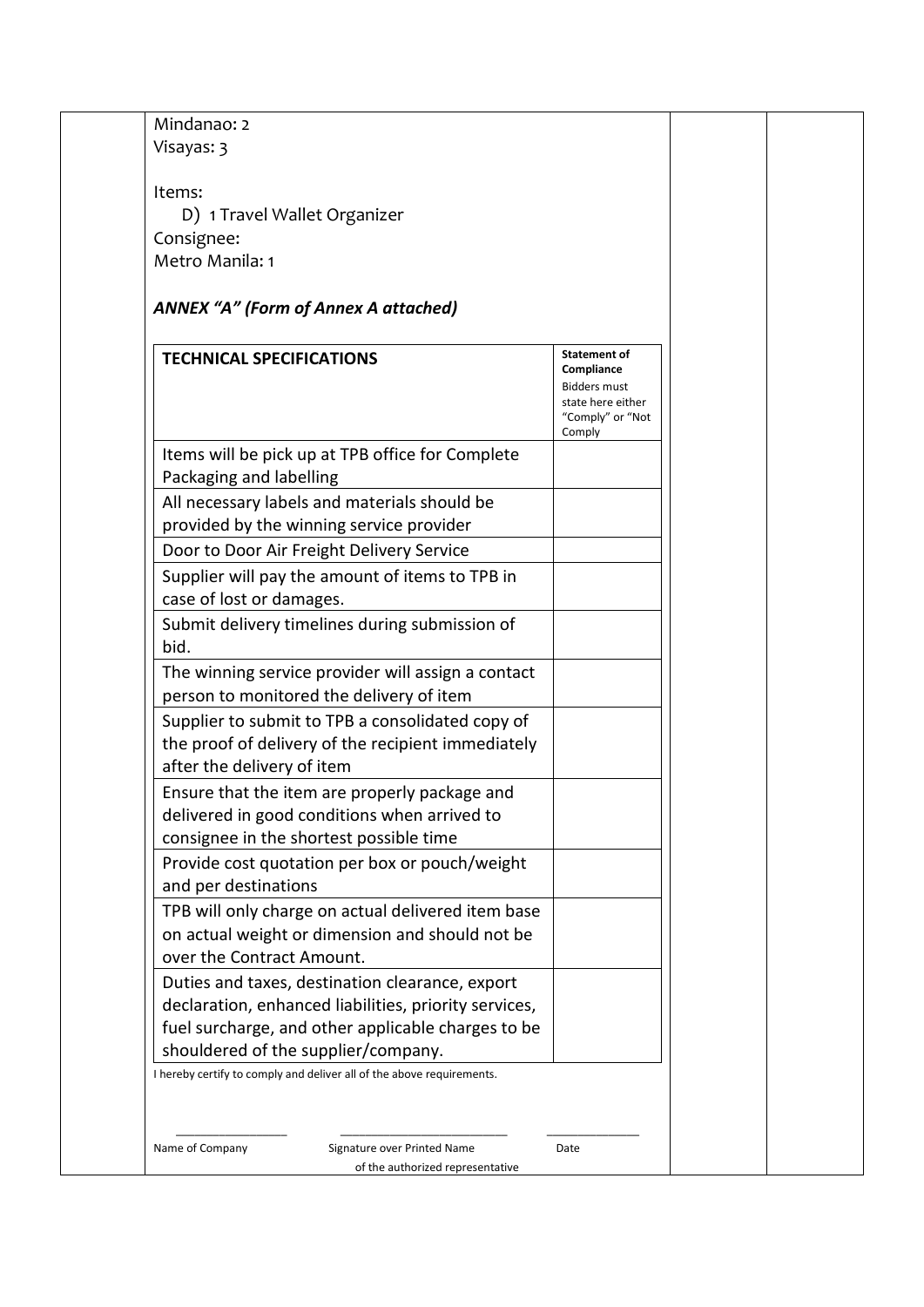Mindanao: 2
Visayas: 3

Items:

D) 1 Travel Wallet Organizer

Consignee:
Metro Manila: 1

***ANNEX "A" (Form of Annex A attached)***

| **TECHNICAL SPECIFICATIONS** | **Statement of Compliance** Bidders must state here either "Comply" or "Not Comply |
|---|---|
| Items will be pick up at TPB office for Complete Packaging and labelling | |
| All necessary labels and materials should be provided by the winning service provider | |
| Door to Door Air Freight Delivery Service | |
| Supplier will pay the amount of items to TPB in case of lost or damages. | |
| Submit delivery timelines during submission of bid. | |
| The winning service provider will assign a contact person to monitored the delivery of item | |
| Supplier to submit to TPB a consolidated copy of the proof of delivery of the recipient immediately after the delivery of item | |
| Ensure that the item are properly package and delivered in good conditions when arrived to consignee in the shortest possible time | |
| Provide cost quotation per box or pouch/weight and per destinations | |
| TPB will only charge on actual delivered item base on actual weight or dimension and should not be over the Contract Amount. | |
| Duties and taxes, destination clearance, export declaration, enhanced liabilities, priority services, fuel surcharge, and other applicable charges to be shouldered of the supplier/company. | |

I hereby certify to comply and deliver all of the above requirements.

_______________ &nbsp;&nbsp;&nbsp;&nbsp; _______________________ &nbsp;&nbsp;&nbsp;&nbsp; _____________

Name of Company &nbsp;&nbsp;&nbsp;&nbsp; Signature over Printed Name of the authorized representative &nbsp;&nbsp;&nbsp;&nbsp; Date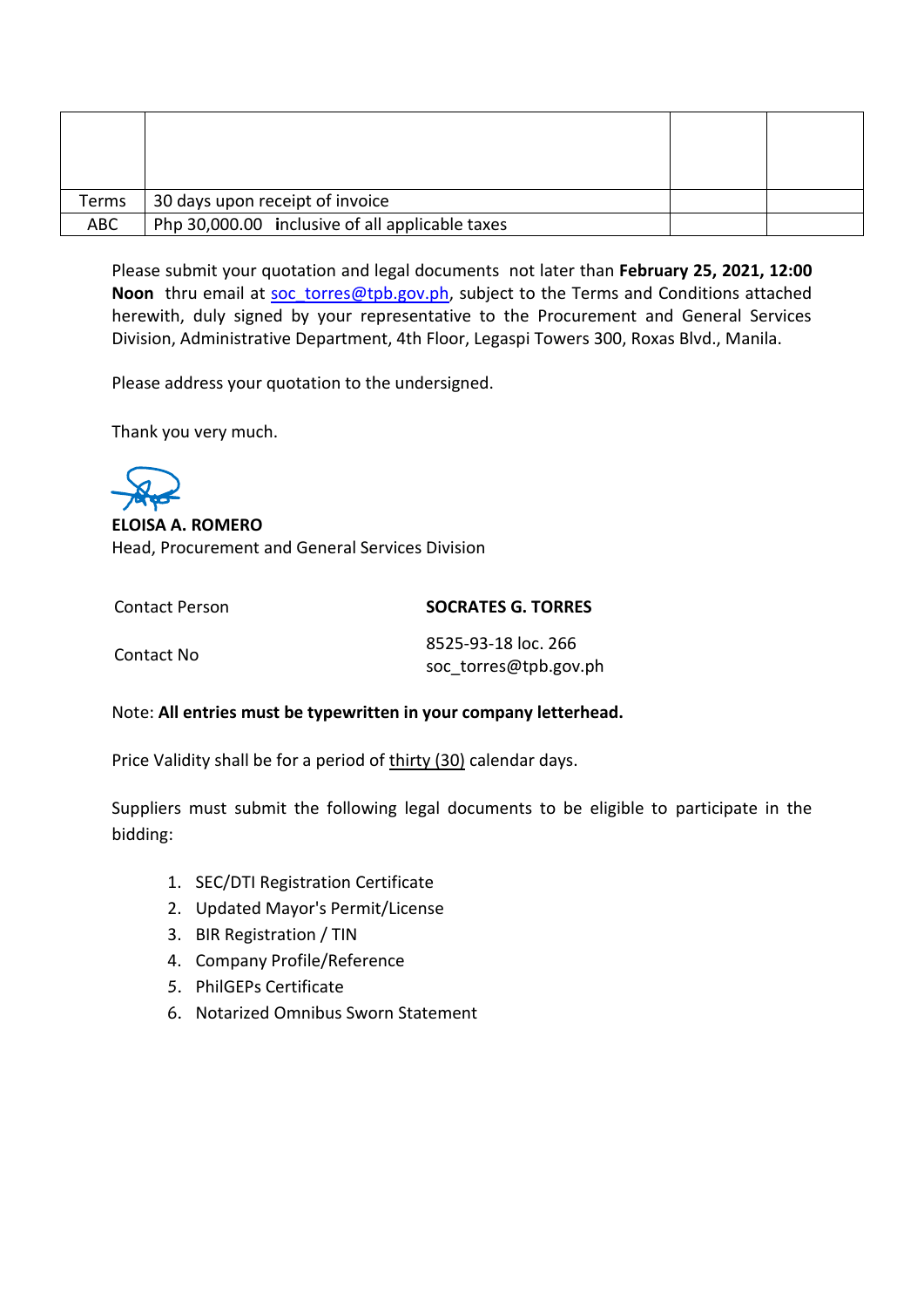| | | | |
|---|---|---|---|
| | | | |
| Terms | 30 days upon receipt of invoice | | |
| ABC | Php 30,000.00 **i**nclusive of all applicable taxes | | |

Please submit your quotation and legal documents not later than **February 25, 2021, 12:00 Noon** thru email at soc_torres@tpb.gov.ph, subject to the Terms and Conditions attached herewith, duly signed by your representative to the Procurement and General Services Division, Administrative Department, 4th Floor, Legaspi Towers 300, Roxas Blvd., Manila.

Please address your quotation to the undersigned.

Thank you very much.

**ELOISA A. ROMERO**
Head, Procurement and General Services Division

| | |
|---|---|
| Contact Person | **SOCRATES G. TORRES** |
| Contact No | 8525-93-18 loc. 266<br>soc_torres@tpb.gov.ph |

Note: **All entries must be typewritten in your company letterhead.**

Price Validity shall be for a period of thirty (30) calendar days.

Suppliers must submit the following legal documents to be eligible to participate in the bidding:

1. SEC/DTI Registration Certificate
2. Updated Mayor's Permit/License
3. BIR Registration / TIN
4. Company Profile/Reference
5. PhilGEPs Certificate
6. Notarized Omnibus Sworn Statement